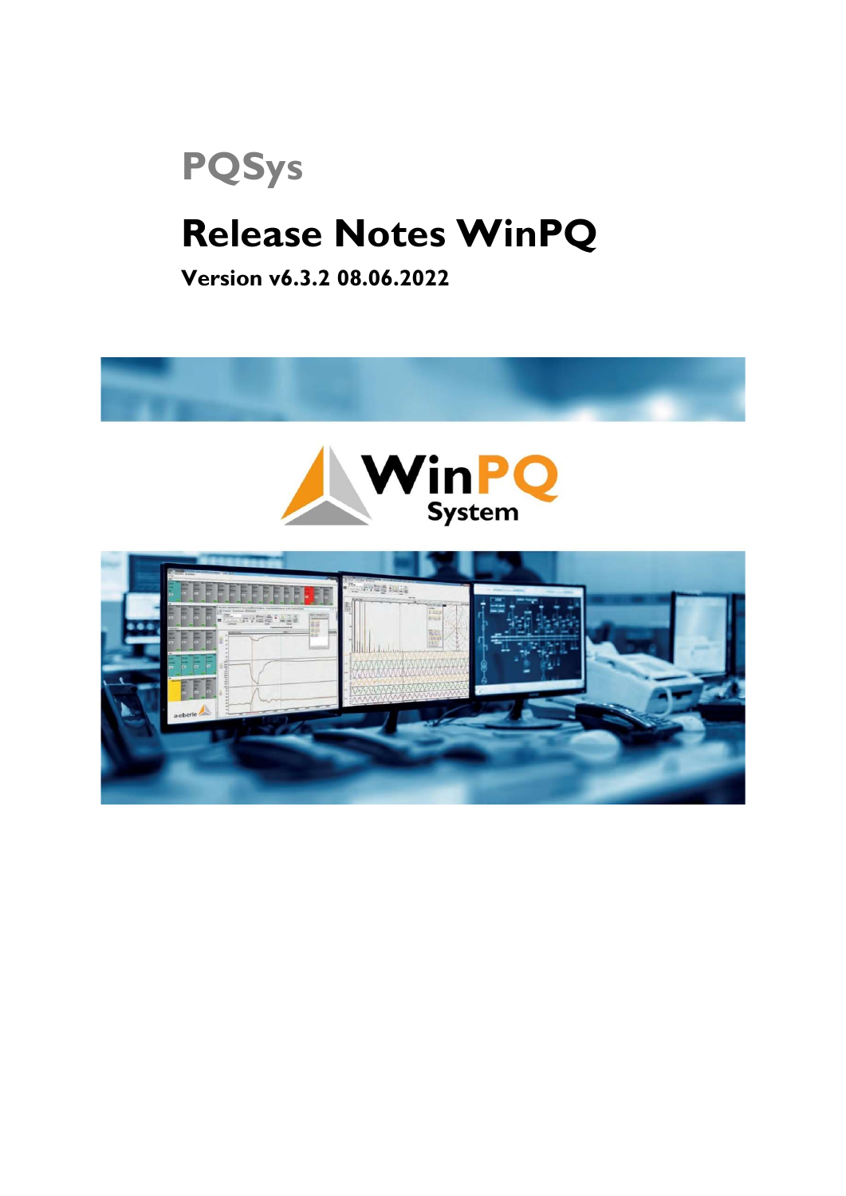PQSys

# Release Notes WinPQ

**Version v6.3.2 08.06.2022**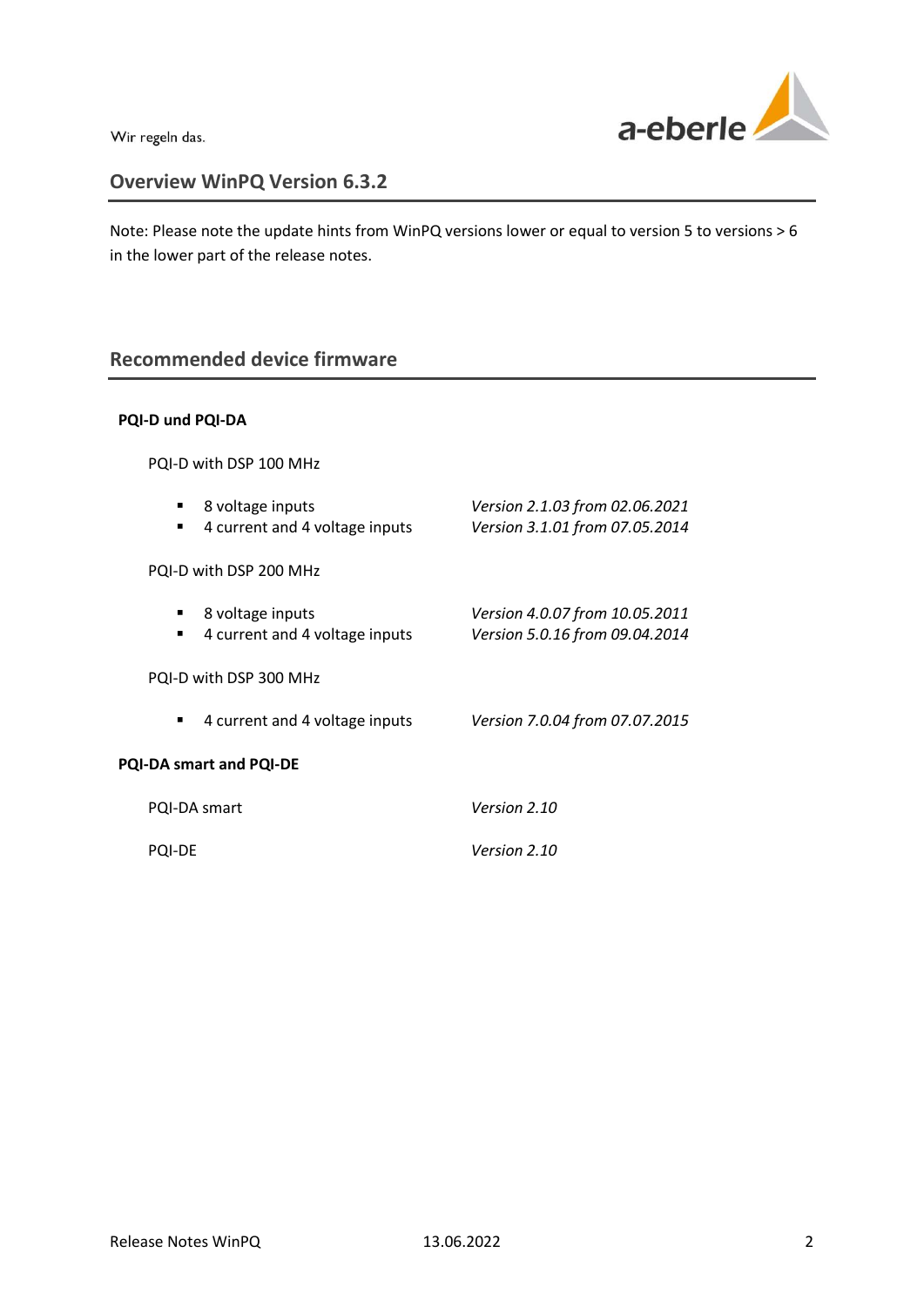## Overview WinPQ Version 6.3.2

Note: Please note the update hints from WinPQ versions lower or equal to version 5 to versions > 6 in the lower part of the release notes.

## Recommended device firmware

**PQI-D und PQI-DA**

PQI-D with DSP 100 MHz

- 8 voltage inputs — *Version 2.1.03 from 02.06.2021*
- 4 current and 4 voltage inputs — *Version 3.1.01 from 07.05.2014*

PQI-D with DSP 200 MHz

- 8 voltage inputs — *Version 4.0.07 from 10.05.2011*
- 4 current and 4 voltage inputs — *Version 5.0.16 from 09.04.2014*

PQI-D with DSP 300 MHz

- 4 current and 4 voltage inputs — *Version 7.0.04 from 07.07.2015*

**PQI-DA smart and PQI-DE**

PQI-DA smart — *Version 2.10*

PQI-DE — *Version 2.10*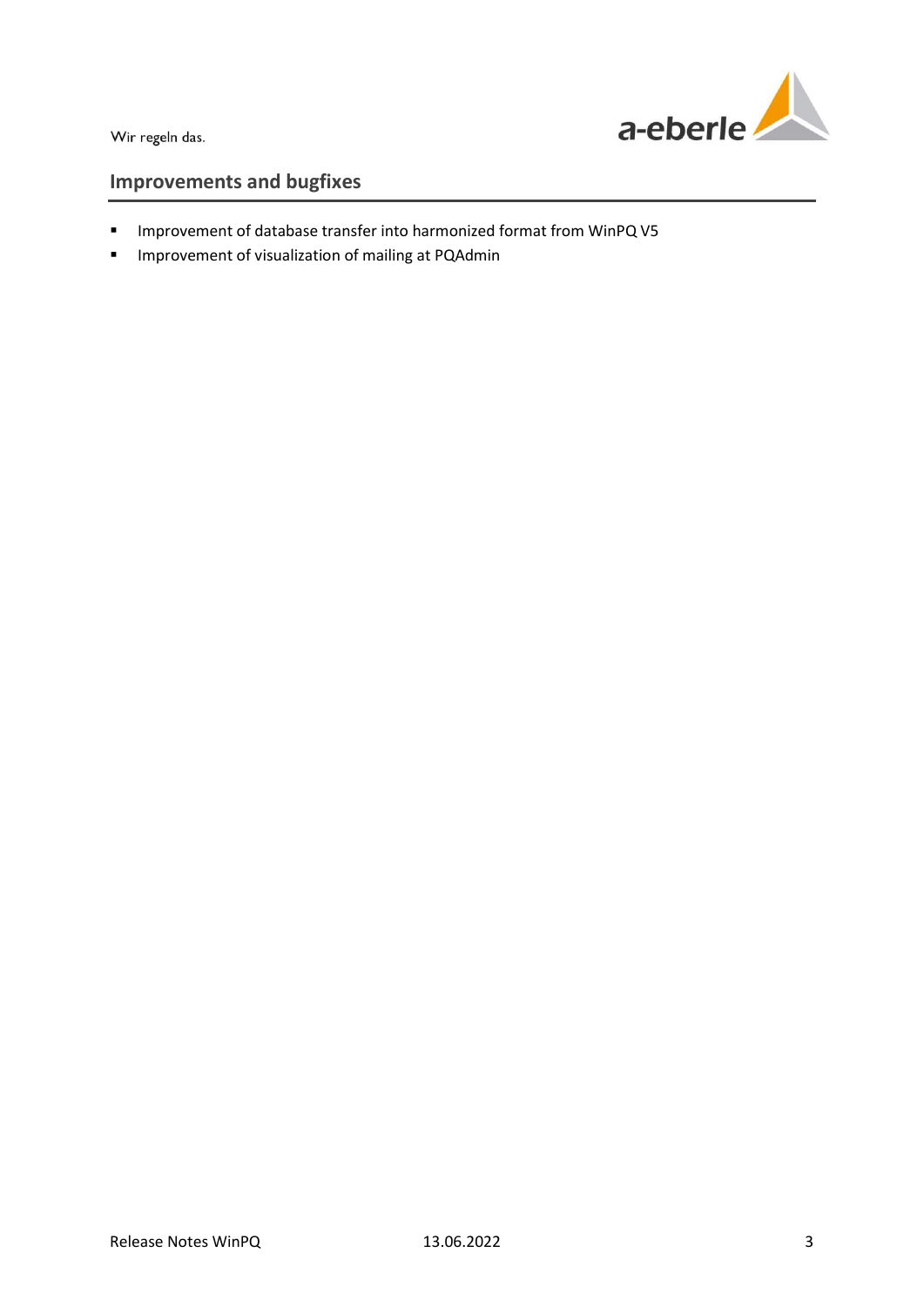## Improvements and bugfixes

- Improvement of database transfer into harmonized format from WinPQ V5
- Improvement of visualization of mailing at PQAdmin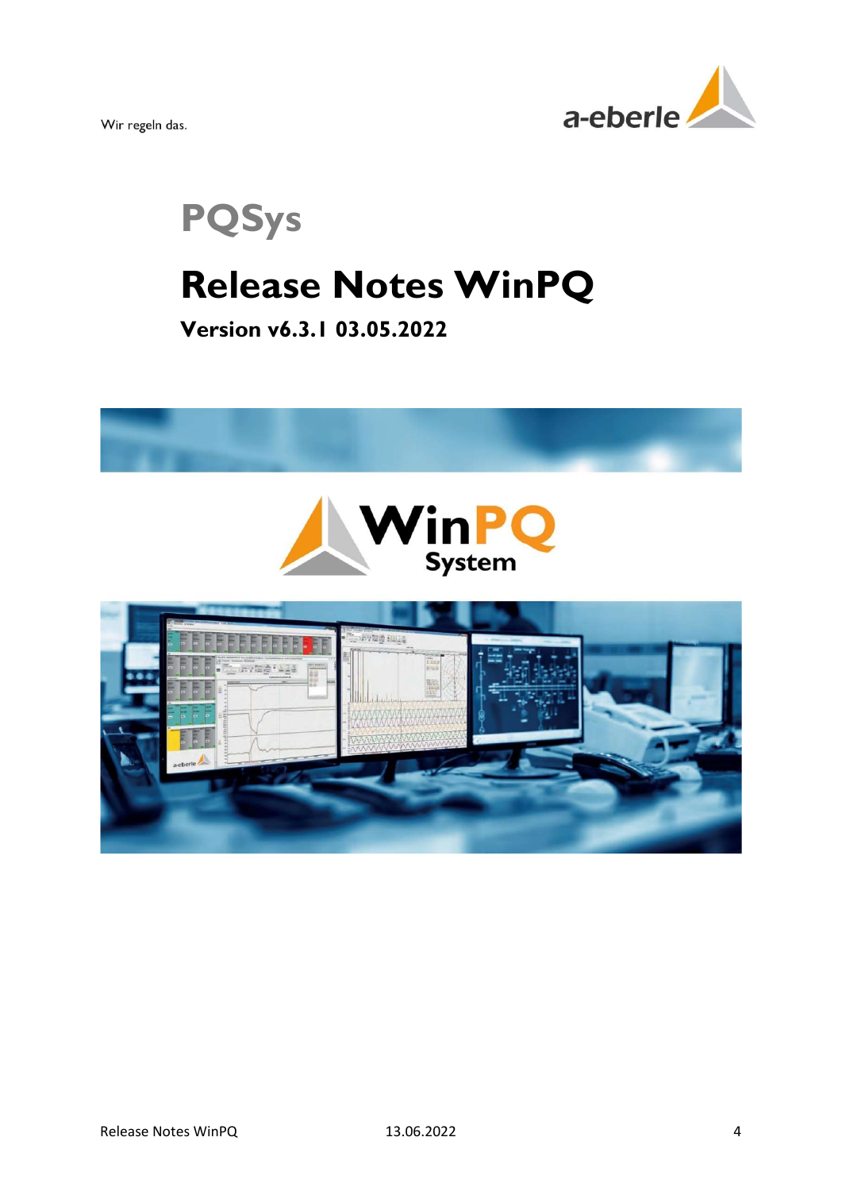Wir regeln das.

# PQSys

# Release Notes WinPQ

**Version v6.3.1 03.05.2022**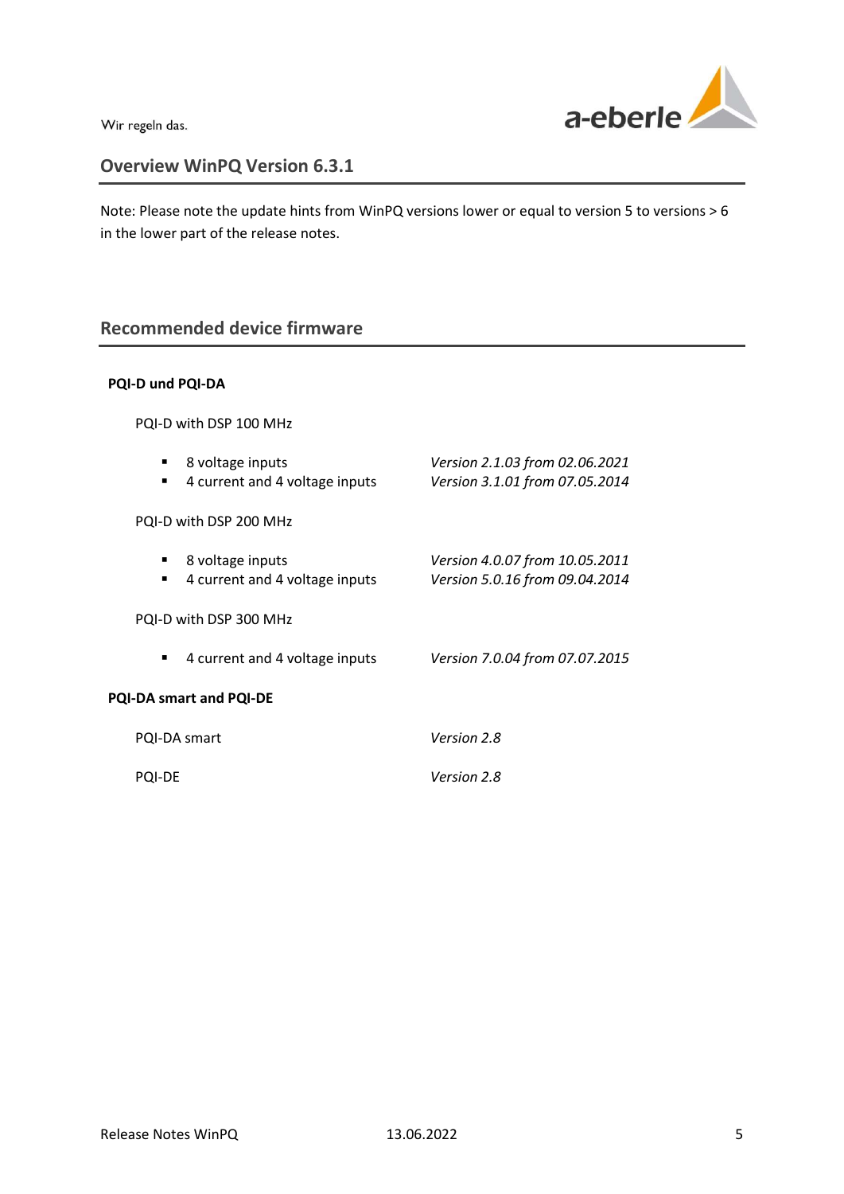## Overview WinPQ Version 6.3.1

Note: Please note the update hints from WinPQ versions lower or equal to version 5 to versions > 6 in the lower part of the release notes.

## Recommended device firmware

**PQI-D und PQI-DA**

PQI-D with DSP 100 MHz

- 8 voltage inputs — *Version 2.1.03 from 02.06.2021*
- 4 current and 4 voltage inputs — *Version 3.1.01 from 07.05.2014*

PQI-D with DSP 200 MHz

- 8 voltage inputs — *Version 4.0.07 from 10.05.2011*
- 4 current and 4 voltage inputs — *Version 5.0.16 from 09.04.2014*

PQI-D with DSP 300 MHz

- 4 current and 4 voltage inputs — *Version 7.0.04 from 07.07.2015*

**PQI-DA smart and PQI-DE**

PQI-DA smart — *Version 2.8*

PQI-DE — *Version 2.8*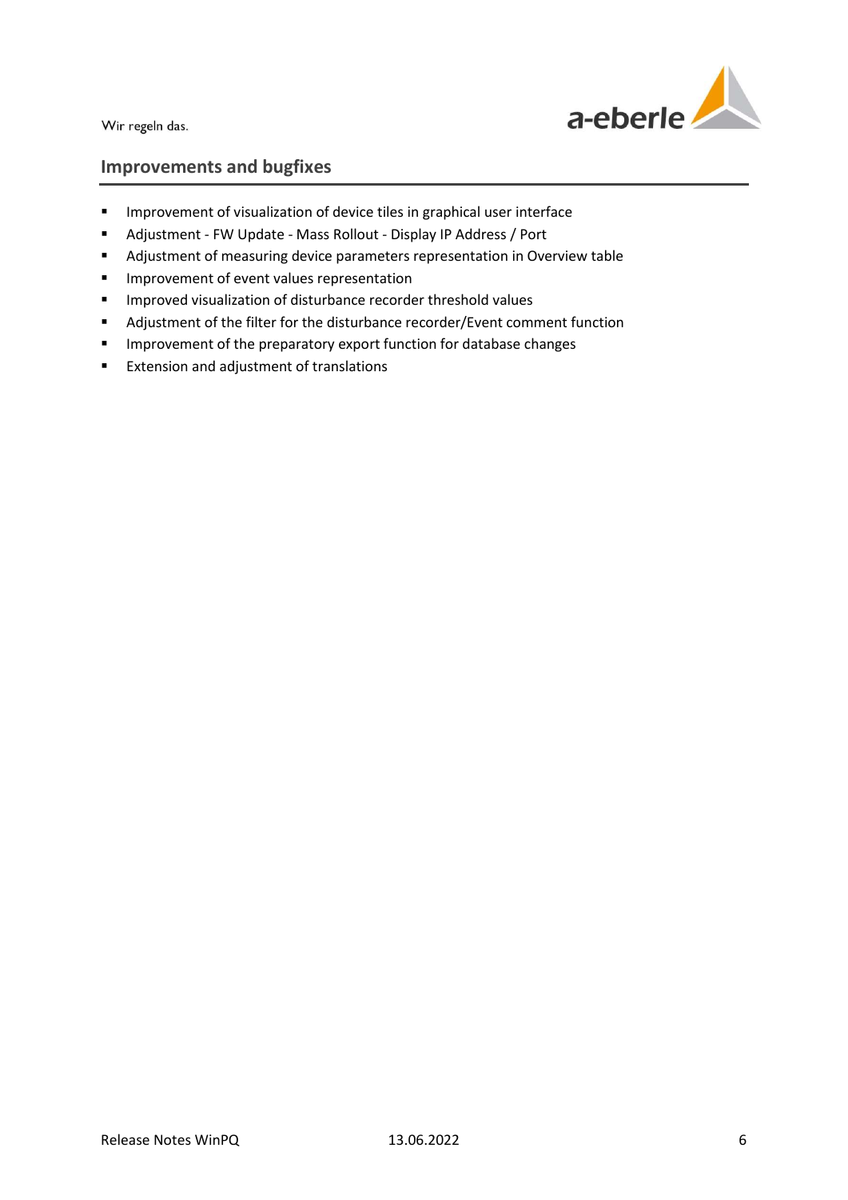## Improvements and bugfixes

- Improvement of visualization of device tiles in graphical user interface
- Adjustment - FW Update - Mass Rollout - Display IP Address / Port
- Adjustment of measuring device parameters representation in Overview table
- Improvement of event values representation
- Improved visualization of disturbance recorder threshold values
- Adjustment of the filter for the disturbance recorder/Event comment function
- Improvement of the preparatory export function for database changes
- Extension and adjustment of translations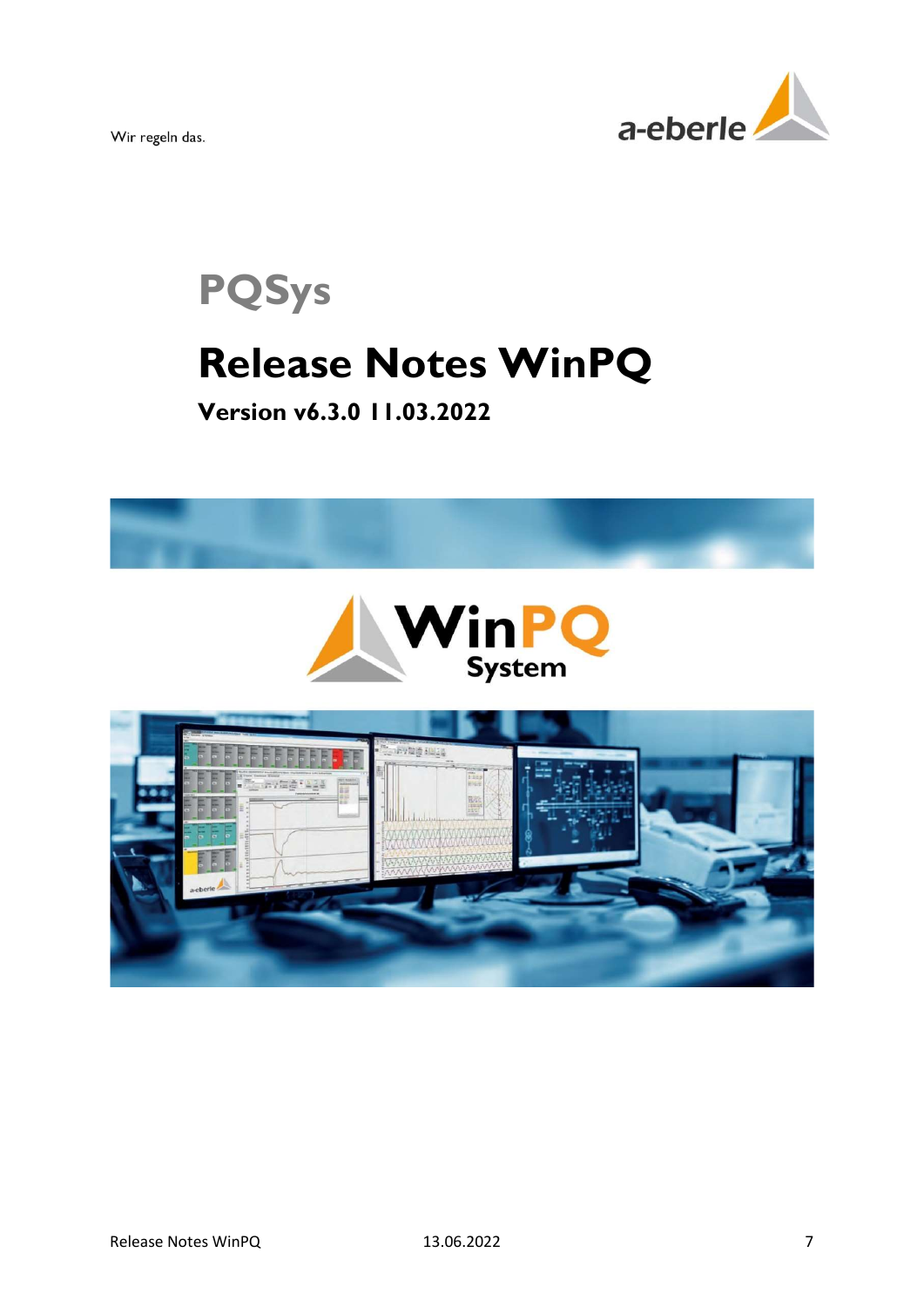Wir regeln das.

# PQSys

# Release Notes WinPQ

### Version v6.3.0 11.03.2022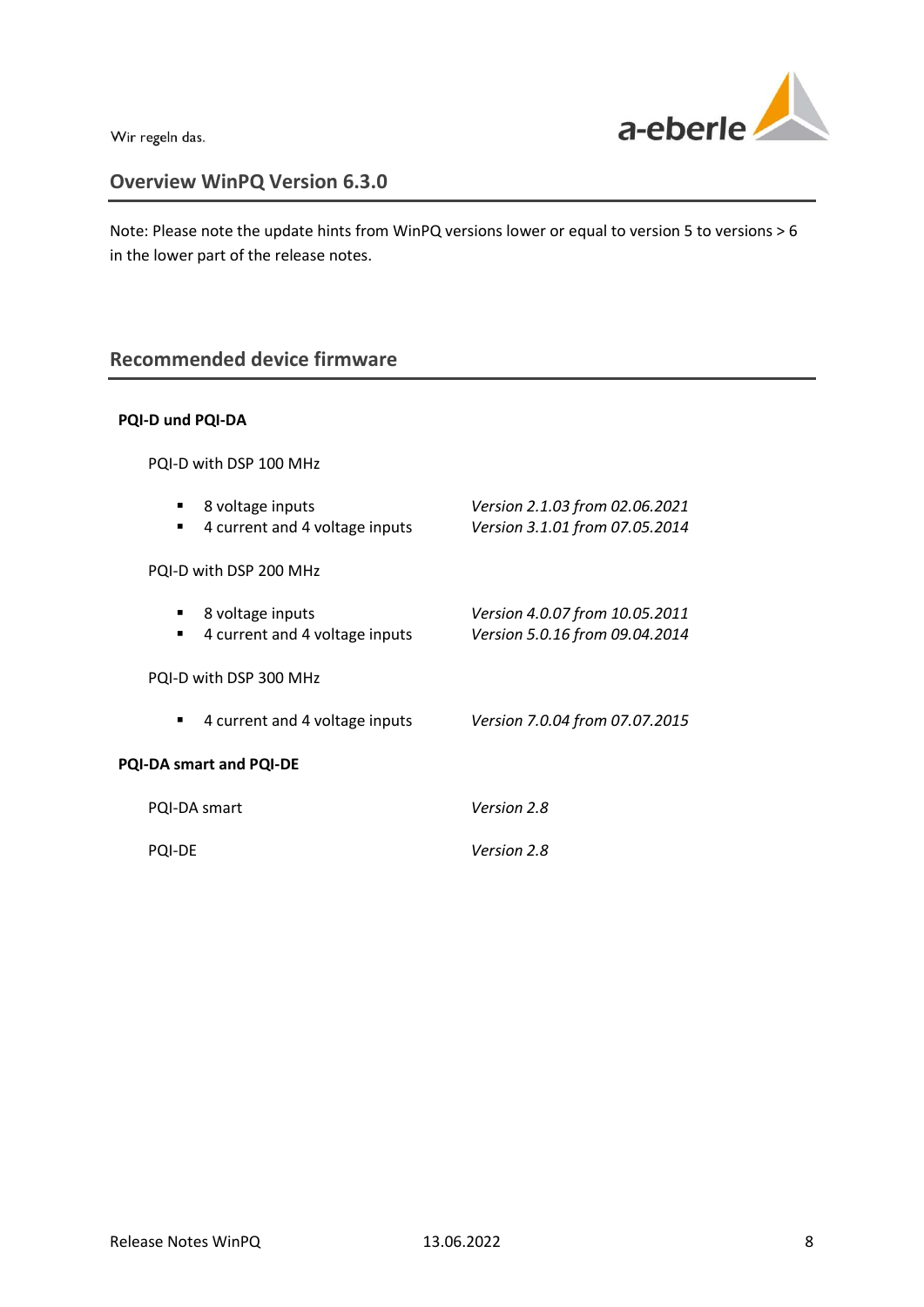## Overview WinPQ Version 6.3.0

Note: Please note the update hints from WinPQ versions lower or equal to version 5 to versions > 6 in the lower part of the release notes.

## Recommended device firmware

**PQI-D und PQI-DA**

PQI-D with DSP 100 MHz

- 8 voltage inputs — *Version 2.1.03 from 02.06.2021*
- 4 current and 4 voltage inputs — *Version 3.1.01 from 07.05.2014*

PQI-D with DSP 200 MHz

- 8 voltage inputs — *Version 4.0.07 from 10.05.2011*
- 4 current and 4 voltage inputs — *Version 5.0.16 from 09.04.2014*

PQI-D with DSP 300 MHz

- 4 current and 4 voltage inputs — *Version 7.0.04 from 07.07.2015*

**PQI-DA smart and PQI-DE**

PQI-DA smart — *Version 2.8*

PQI-DE — *Version 2.8*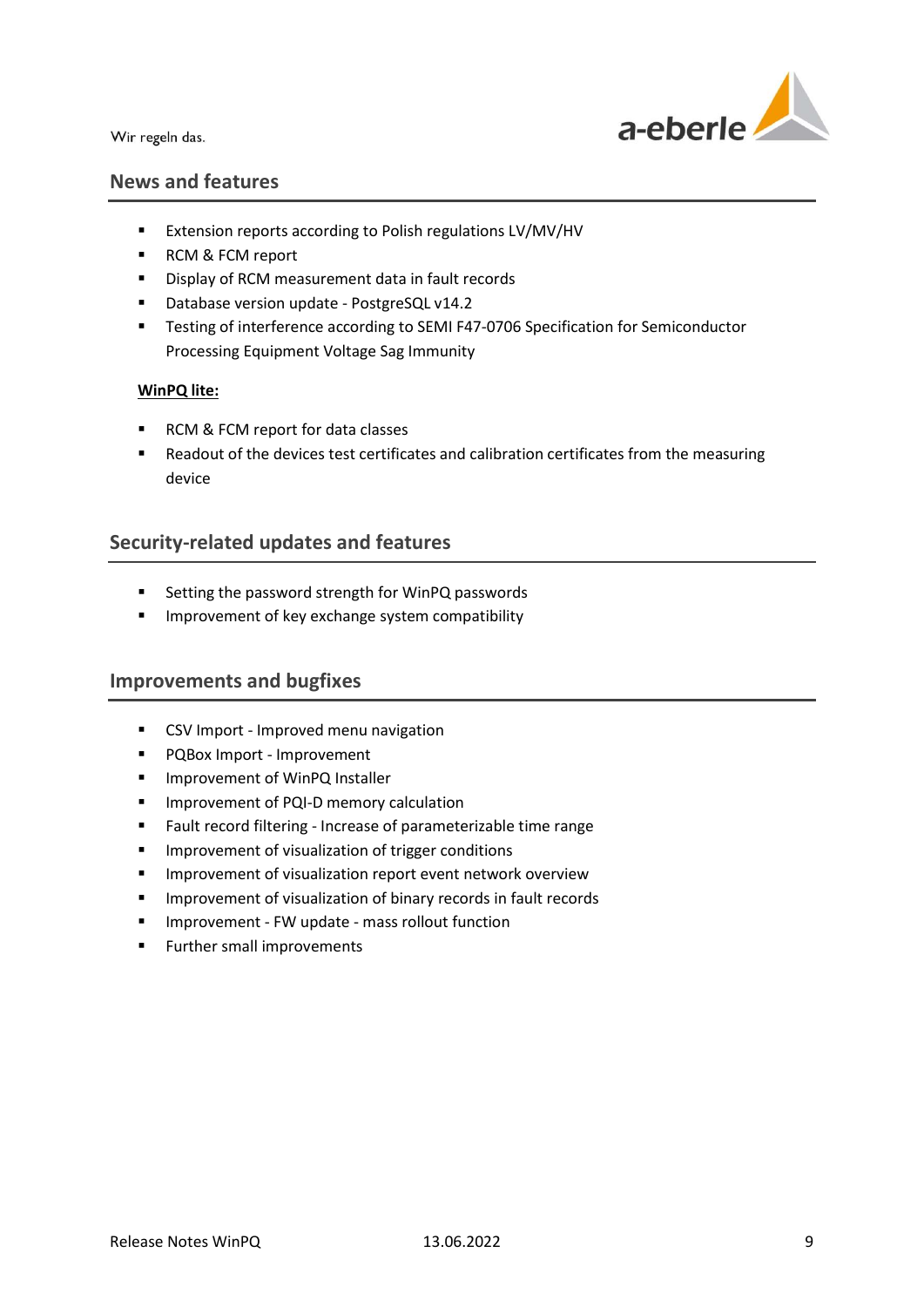## News and features

- Extension reports according to Polish regulations LV/MV/HV
- RCM & FCM report
- Display of RCM measurement data in fault records
- Database version update - PostgreSQL v14.2
- Testing of interference according to SEMI F47-0706 Specification for Semiconductor Processing Equipment Voltage Sag Immunity

**WinPQ lite:**

- RCM & FCM report for data classes
- Readout of the devices test certificates and calibration certificates from the measuring device

## Security-related updates and features

- Setting the password strength for WinPQ passwords
- Improvement of key exchange system compatibility

## Improvements and bugfixes

- CSV Import - Improved menu navigation
- PQBox Import - Improvement
- Improvement of WinPQ Installer
- Improvement of PQI-D memory calculation
- Fault record filtering - Increase of parameterizable time range
- Improvement of visualization of trigger conditions
- Improvement of visualization report event network overview
- Improvement of visualization of binary records in fault records
- Improvement - FW update - mass rollout function
- Further small improvements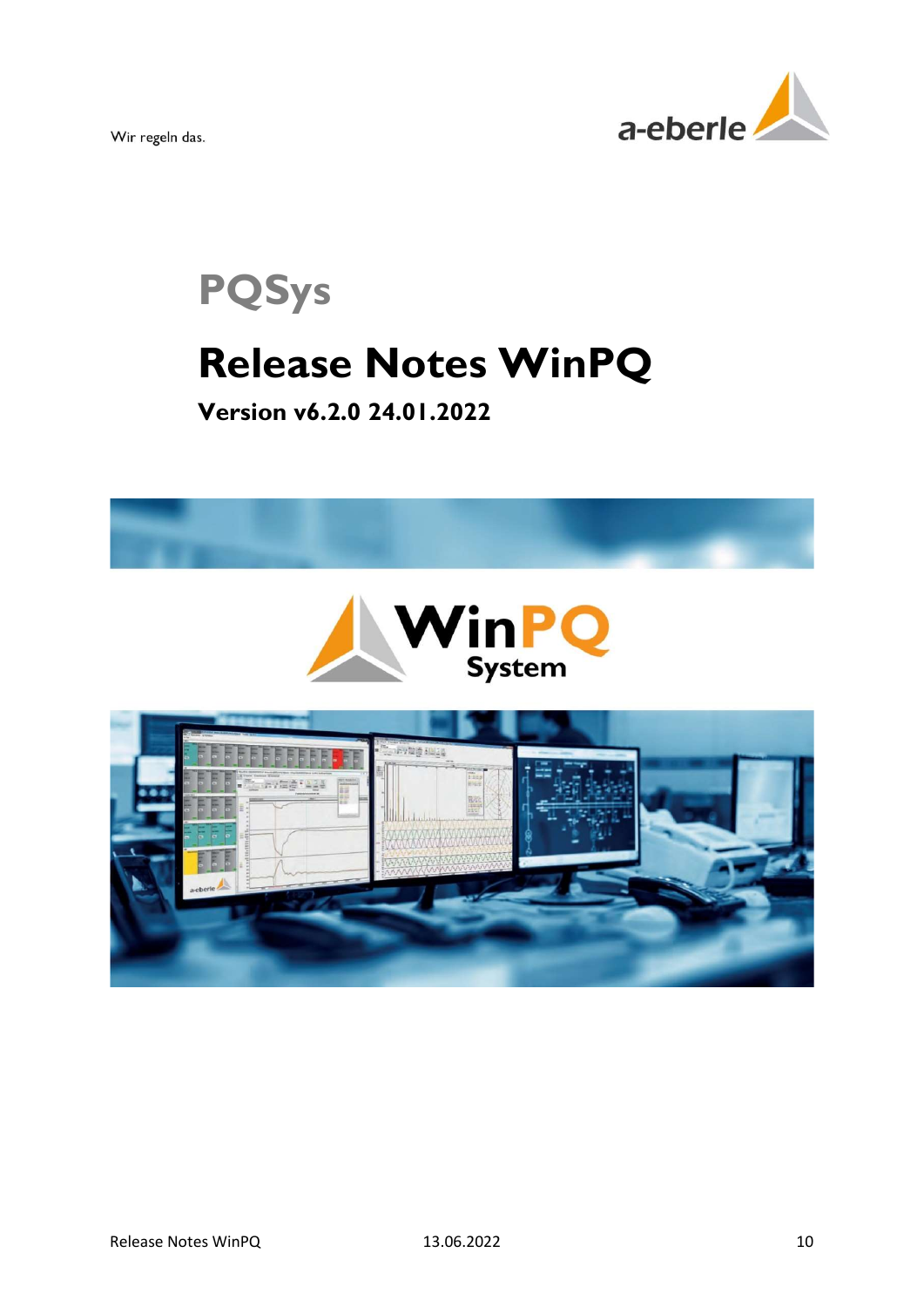Wir regeln das.

# PQSys

# Release Notes WinPQ

### Version v6.2.0 24.01.2022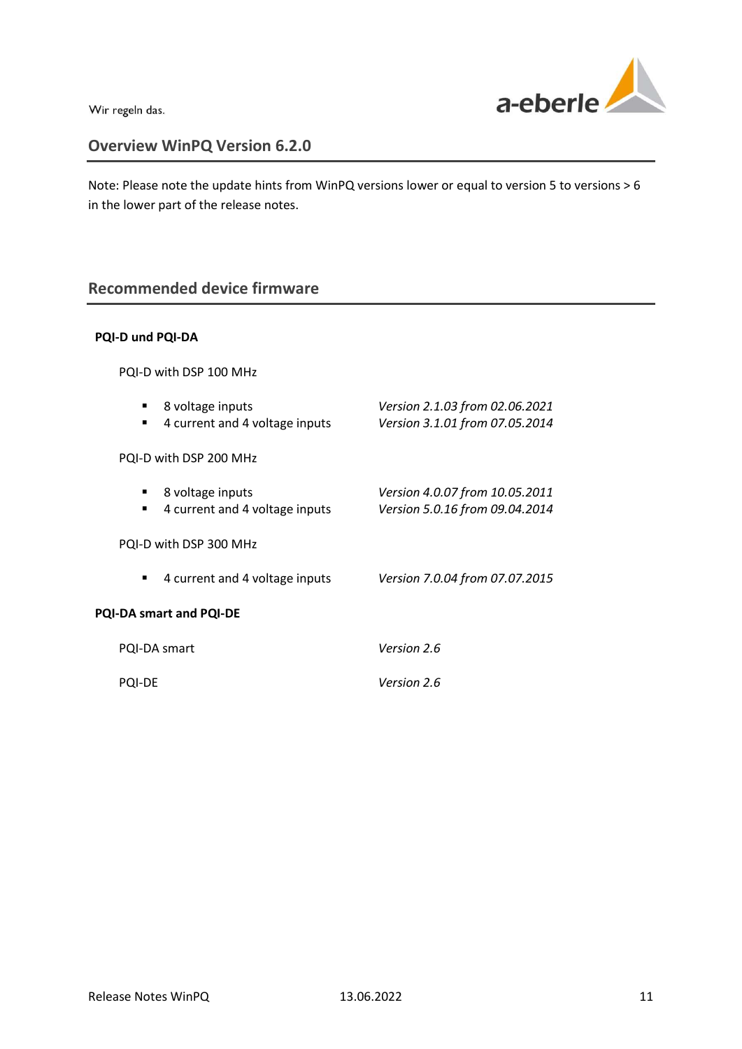## Overview WinPQ Version 6.2.0

Note: Please note the update hints from WinPQ versions lower or equal to version 5 to versions > 6 in the lower part of the release notes.

## Recommended device firmware

**PQI-D und PQI-DA**

PQI-D with DSP 100 MHz

- 8 voltage inputs — *Version 2.1.03 from 02.06.2021*
- 4 current and 4 voltage inputs — *Version 3.1.01 from 07.05.2014*

PQI-D with DSP 200 MHz

- 8 voltage inputs — *Version 4.0.07 from 10.05.2011*
- 4 current and 4 voltage inputs — *Version 5.0.16 from 09.04.2014*

PQI-D with DSP 300 MHz

- 4 current and 4 voltage inputs — *Version 7.0.04 from 07.07.2015*

**PQI-DA smart and PQI-DE**

PQI-DA smart — *Version 2.6*

PQI-DE — *Version 2.6*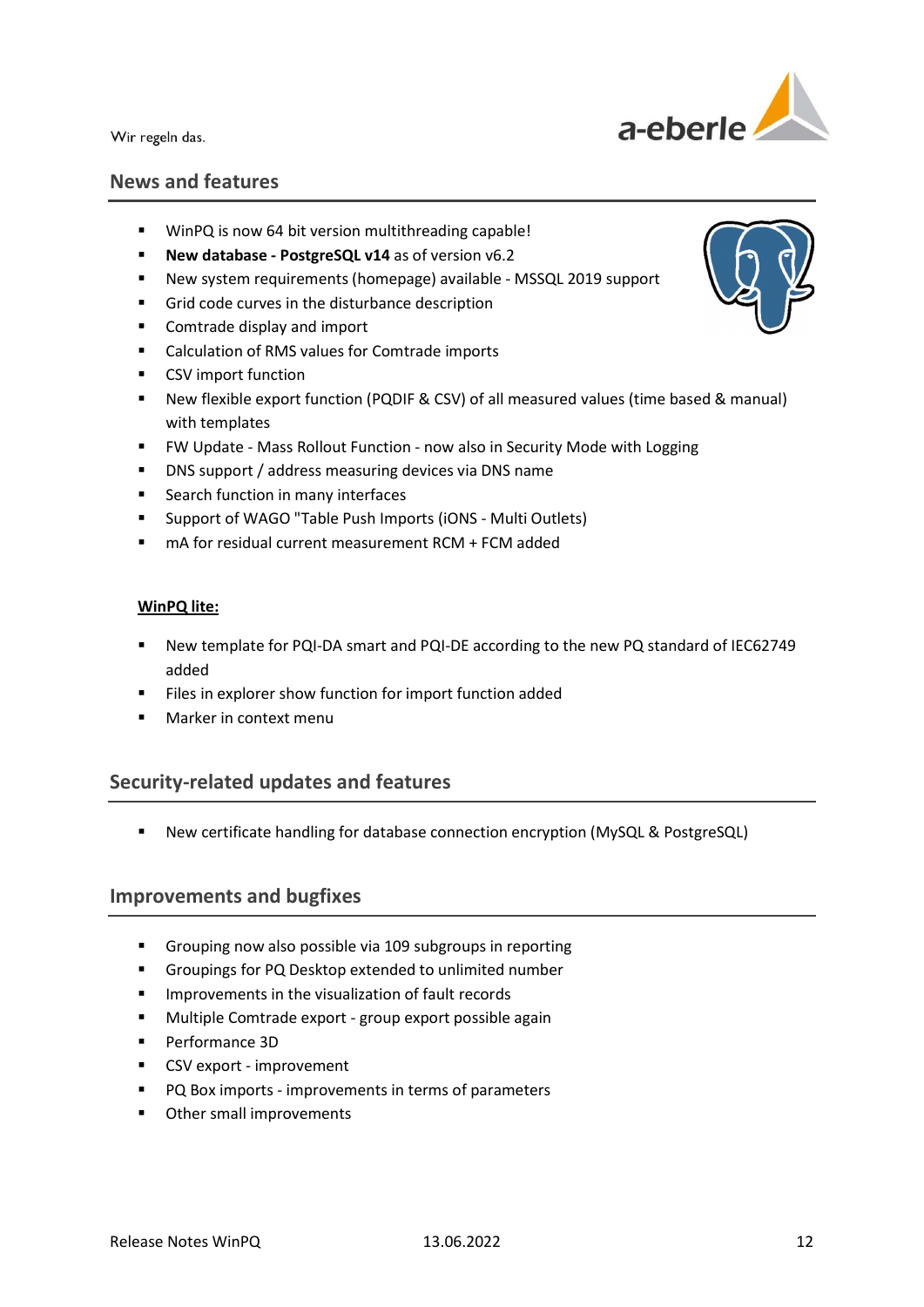## News and features

- WinPQ is now 64 bit version multithreading capable!
- **New database - PostgreSQL v14** as of version v6.2
- New system requirements (homepage) available - MSSQL 2019 support
- Grid code curves in the disturbance description
- Comtrade display and import
- Calculation of RMS values for Comtrade imports
- CSV import function
- New flexible export function (PQDIF & CSV) of all measured values (time based & manual) with templates
- FW Update - Mass Rollout Function - now also in Security Mode with Logging
- DNS support / address measuring devices via DNS name
- Search function in many interfaces
- Support of WAGO "Table Push Imports (iONS - Multi Outlets)
- mA for residual current measurement RCM + FCM added

**WinPQ lite:**

- New template for PQI-DA smart and PQI-DE according to the new PQ standard of IEC62749 added
- Files in explorer show function for import function added
- Marker in context menu

## Security-related updates and features

- New certificate handling for database connection encryption (MySQL & PostgreSQL)

## Improvements and bugfixes

- Grouping now also possible via 109 subgroups in reporting
- Groupings for PQ Desktop extended to unlimited number
- Improvements in the visualization of fault records
- Multiple Comtrade export - group export possible again
- Performance 3D
- CSV export - improvement
- PQ Box imports - improvements in terms of parameters
- Other small improvements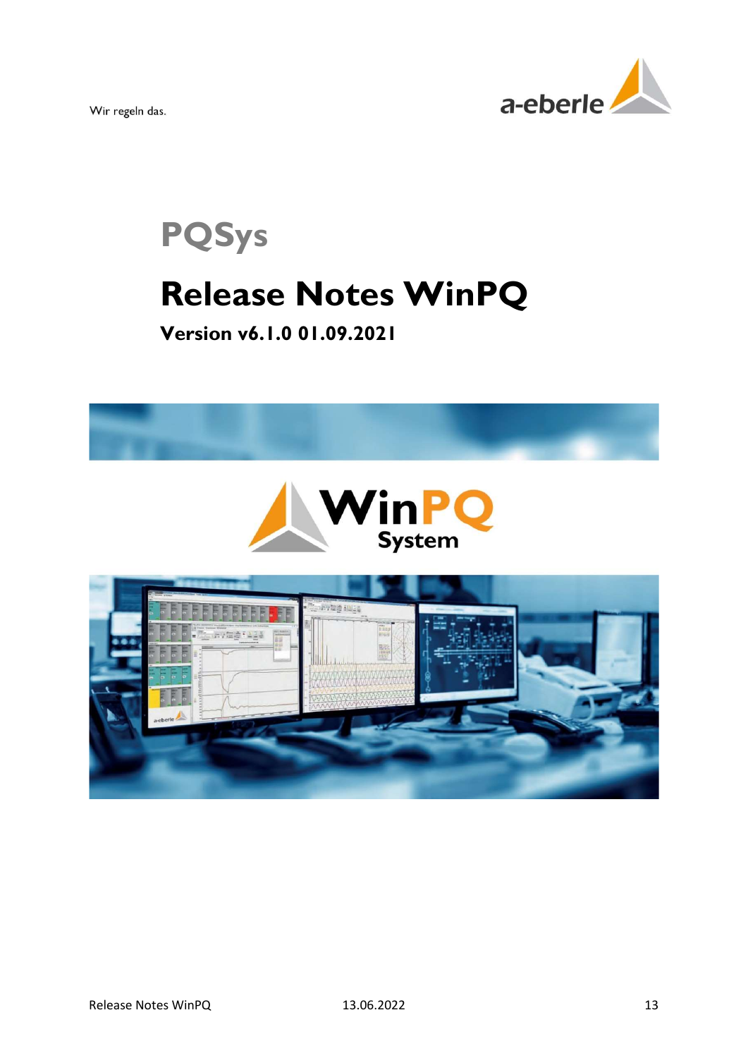Wir regeln das.

# PQSys

# Release Notes WinPQ

### Version v6.1.0 01.09.2021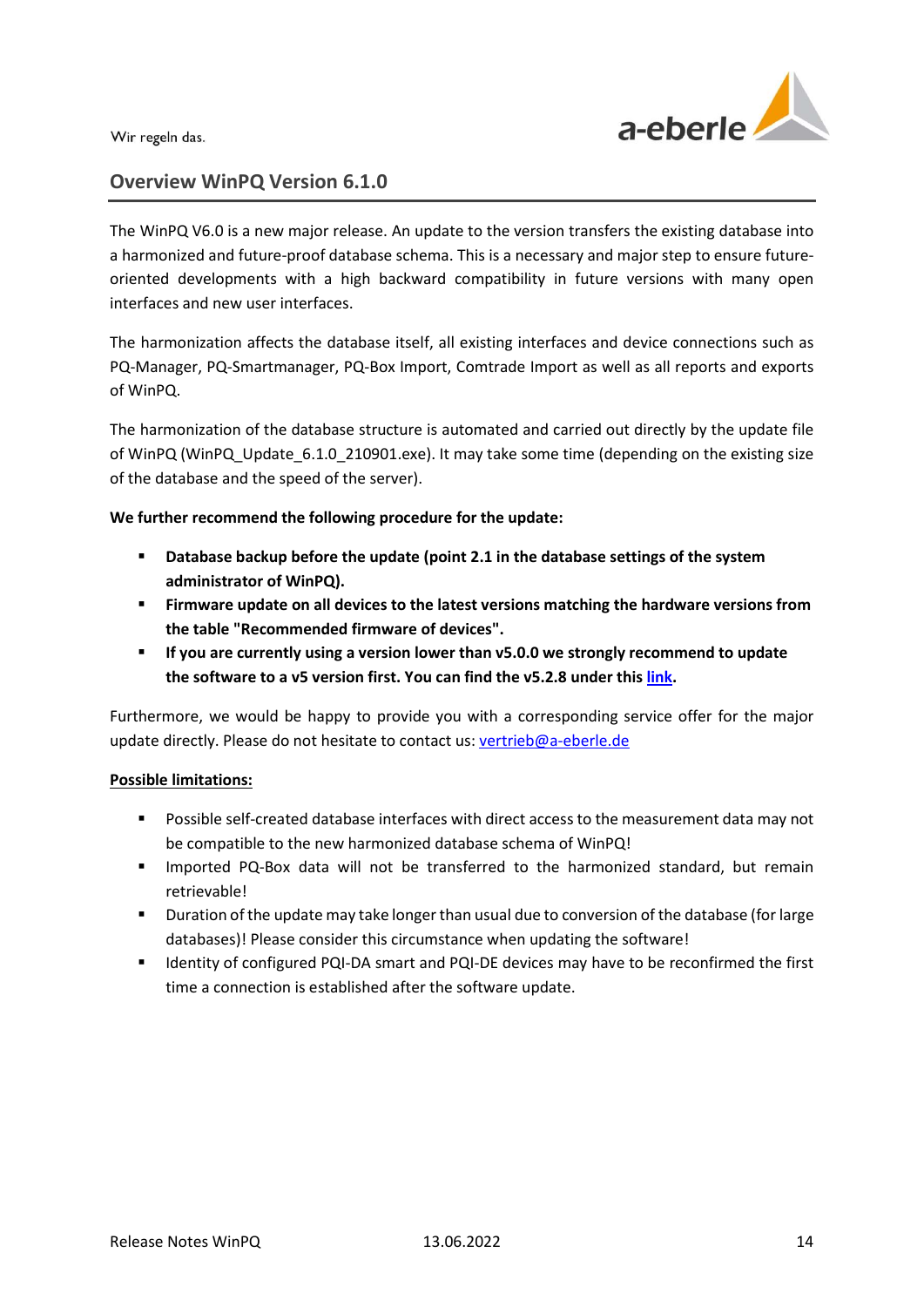## Overview WinPQ Version 6.1.0

The WinPQ V6.0 is a new major release. An update to the version transfers the existing database into a harmonized and future-proof database schema. This is a necessary and major step to ensure future-oriented developments with a high backward compatibility in future versions with many open interfaces and new user interfaces.

The harmonization affects the database itself, all existing interfaces and device connections such as PQ-Manager, PQ-Smartmanager, PQ-Box Import, Comtrade Import as well as all reports and exports of WinPQ.

The harmonization of the database structure is automated and carried out directly by the update file of WinPQ (WinPQ_Update_6.1.0_210901.exe). It may take some time (depending on the existing size of the database and the speed of the server).

**We further recommend the following procedure for the update:**

- **Database backup before the update (point 2.1 in the database settings of the system administrator of WinPQ).**
- **Firmware update on all devices to the latest versions matching the hardware versions from the table "Recommended firmware of devices".**
- **If you are currently using a version lower than v5.0.0 we strongly recommend to update the software to a v5 version first. You can find the v5.2.8 under this link.**

Furthermore, we would be happy to provide you with a corresponding service offer for the major update directly. Please do not hesitate to contact us: vertrieb@a-eberle.de

**Possible limitations:**

- Possible self-created database interfaces with direct access to the measurement data may not be compatible to the new harmonized database schema of WinPQ!
- Imported PQ-Box data will not be transferred to the harmonized standard, but remain retrievable!
- Duration of the update may take longer than usual due to conversion of the database (for large databases)! Please consider this circumstance when updating the software!
- Identity of configured PQI-DA smart and PQI-DE devices may have to be reconfirmed the first time a connection is established after the software update.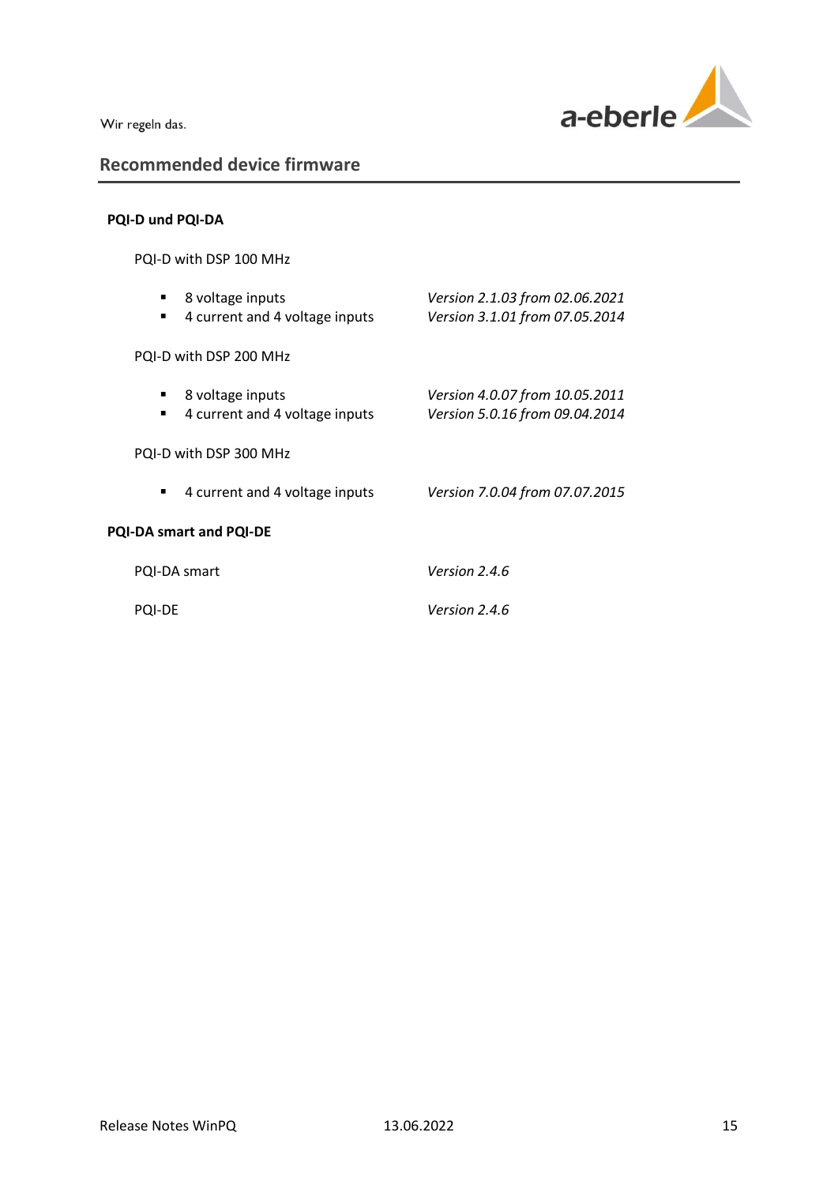## Recommended device firmware

**PQI-D und PQI-DA**

PQI-D with DSP 100 MHz

- 8 voltage inputs — *Version 2.1.03 from 02.06.2021*
- 4 current and 4 voltage inputs — *Version 3.1.01 from 07.05.2014*

PQI-D with DSP 200 MHz

- 8 voltage inputs — *Version 4.0.07 from 10.05.2011*
- 4 current and 4 voltage inputs — *Version 5.0.16 from 09.04.2014*

PQI-D with DSP 300 MHz

- 4 current and 4 voltage inputs — *Version 7.0.04 from 07.07.2015*

**PQI-DA smart and PQI-DE**

PQI-DA smart — *Version 2.4.6*

PQI-DE — *Version 2.4.6*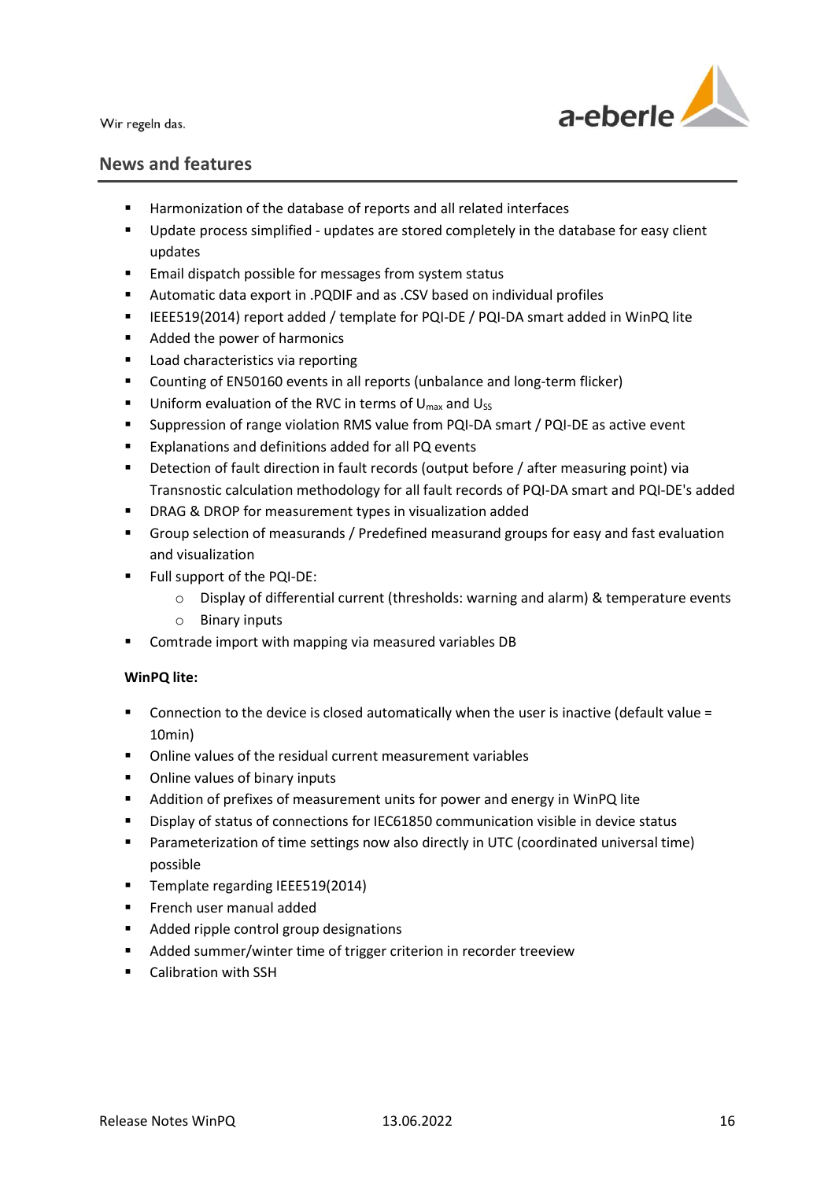## News and features

- Harmonization of the database of reports and all related interfaces
- Update process simplified - updates are stored completely in the database for easy client updates
- Email dispatch possible for messages from system status
- Automatic data export in .PQDIF and as .CSV based on individual profiles
- IEEE519(2014) report added / template for PQI-DE / PQI-DA smart added in WinPQ lite
- Added the power of harmonics
- Load characteristics via reporting
- Counting of EN50160 events in all reports (unbalance and long-term flicker)
- Uniform evaluation of the RVC in terms of $U_{max}$ and $U_{SS}$
- Suppression of range violation RMS value from PQI-DA smart / PQI-DE as active event
- Explanations and definitions added for all PQ events
- Detection of fault direction in fault records (output before / after measuring point) via Transnostic calculation methodology for all fault records of PQI-DA smart and PQI-DE's added
- DRAG & DROP for measurement types in visualization added
- Group selection of measurands / Predefined measurand groups for easy and fast evaluation and visualization
- Full support of the PQI-DE:
  - Display of differential current (thresholds: warning and alarm) & temperature events
  - Binary inputs
- Comtrade import with mapping via measured variables DB

**WinPQ lite:**

- Connection to the device is closed automatically when the user is inactive (default value = 10min)
- Online values of the residual current measurement variables
- Online values of binary inputs
- Addition of prefixes of measurement units for power and energy in WinPQ lite
- Display of status of connections for IEC61850 communication visible in device status
- Parameterization of time settings now also directly in UTC (coordinated universal time) possible
- Template regarding IEEE519(2014)
- French user manual added
- Added ripple control group designations
- Added summer/winter time of trigger criterion in recorder treeview
- Calibration with SSH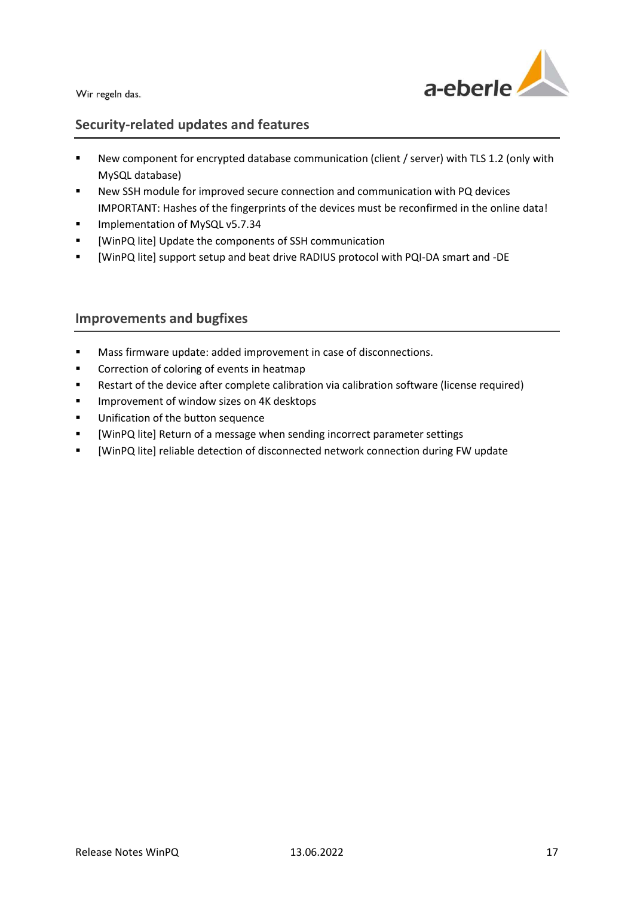## Security-related updates and features

- New component for encrypted database communication (client / server) with TLS 1.2 (only with MySQL database)
- New SSH module for improved secure connection and communication with PQ devices
  IMPORTANT: Hashes of the fingerprints of the devices must be reconfirmed in the online data!
- Implementation of MySQL v5.7.34
- [WinPQ lite] Update the components of SSH communication
- [WinPQ lite] support setup and beat drive RADIUS protocol with PQI-DA smart and -DE

## Improvements and bugfixes

- Mass firmware update: added improvement in case of disconnections.
- Correction of coloring of events in heatmap
- Restart of the device after complete calibration via calibration software (license required)
- Improvement of window sizes on 4K desktops
- Unification of the button sequence
- [WinPQ lite] Return of a message when sending incorrect parameter settings
- [WinPQ lite] reliable detection of disconnected network connection during FW update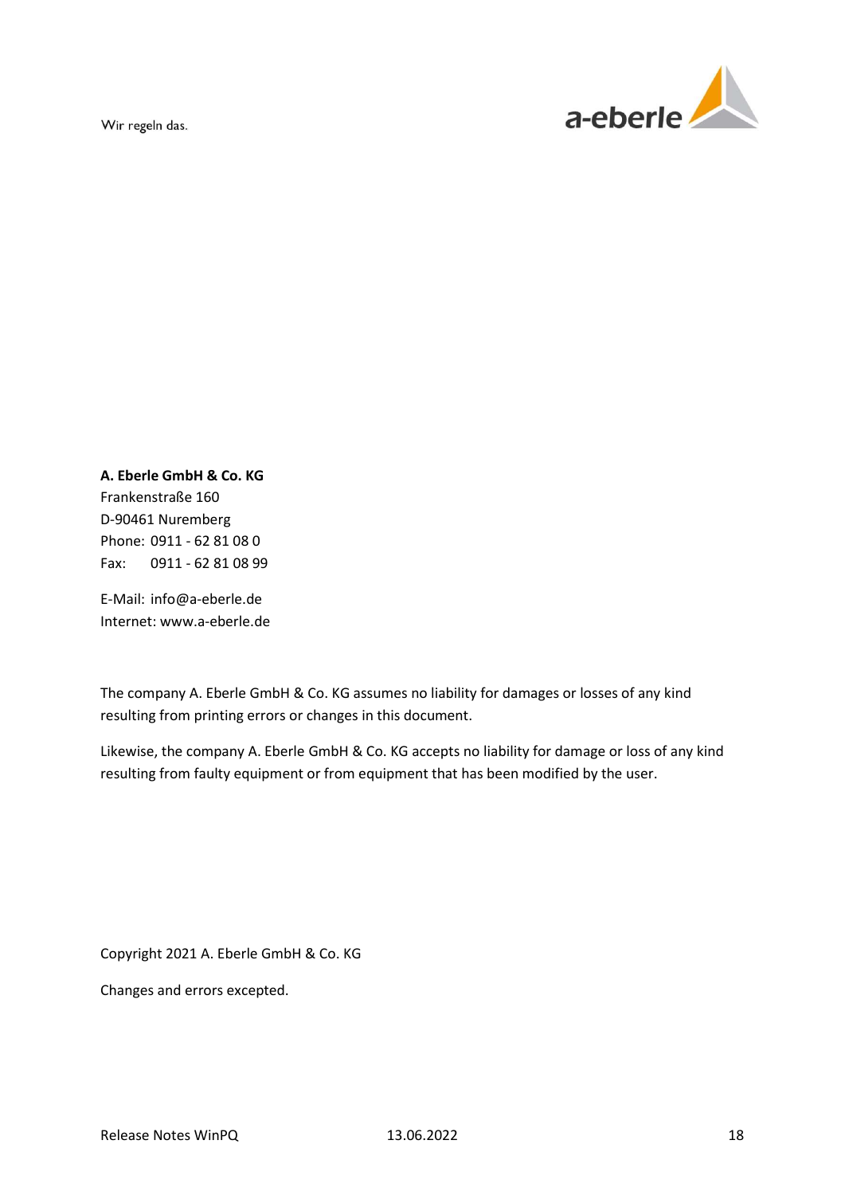Wir regeln das.

**A. Eberle GmbH & Co. KG**
Frankenstraße 160
D-90461 Nuremberg
Phone: 0911 - 62 81 08 0
Fax: 0911 - 62 81 08 99

E-Mail: info@a-eberle.de
Internet: www.a-eberle.de

The company A. Eberle GmbH & Co. KG assumes no liability for damages or losses of any kind resulting from printing errors or changes in this document.

Likewise, the company A. Eberle GmbH & Co. KG accepts no liability for damage or loss of any kind resulting from faulty equipment or from equipment that has been modified by the user.

Copyright 2021 A. Eberle GmbH & Co. KG

Changes and errors excepted.